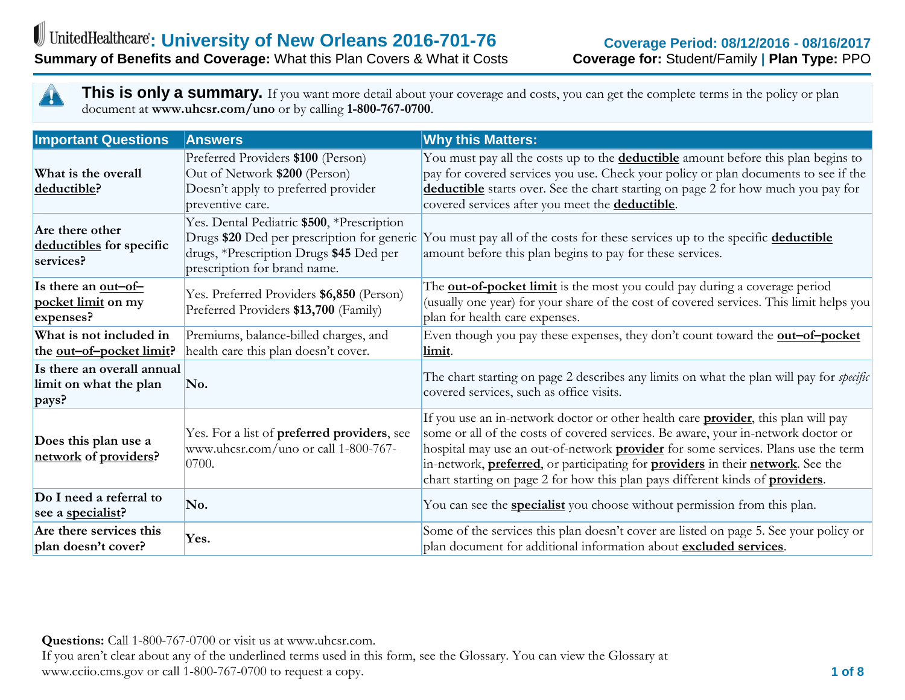# UnitedHealthcare: University of New Orleans 2016-701-76

**Summary of Benefits and Coverage:** What this Plan Covers & What it Costs

**Coverage Period: 08/12/2016 - 08/16/2017**

**Coverage for:** Student/Family | **Plan Type:** PPO

**This is only a summary.** If you want more detail about your coverage and costs, you can get the complete terms in the policy or plan document at **www.uhcsr.com/uno** or by calling **1-800-767-0700**.

| Important Questions | Answers | Why this Matters: |
|---|---|---|
| **What is the overall deductible?** | Preferred Providers **$100** (Person)<br>Out of Network **$200** (Person)<br>Doesn't apply to preferred provider preventive care. | You must pay all the costs up to the **deductible** amount before this plan begins to pay for covered services you use. Check your policy or plan documents to see if the **deductible** starts over. See the chart starting on page 2 for how much you pay for covered services after you meet the **deductible**. |
| **Are there other deductibles for specific services?** | Yes. Dental Pediatric **$500**, *Prescription Drugs **$20** Ded per prescription for generic drugs, *Prescription Drugs **$45** Ded per prescription for brand name. | You must pay all of the costs for these services up to the specific **deductible** amount before this plan begins to pay for these services. |
| **Is there an out–of–pocket limit on my expenses?** | Yes. Preferred Providers **$6,850** (Person)<br>Preferred Providers **$13,700** (Family) | The **out-of-pocket limit** is the most you could pay during a coverage period (usually one year) for your share of the cost of covered services. This limit helps you plan for health care expenses. |
| **What is not included in the out–of–pocket limit?** | Premiums, balance-billed charges, and health care this plan doesn't cover. | Even though you pay these expenses, they don't count toward the **out–of–pocket limit**. |
| **Is there an overall annual limit on what the plan pays?** | **No.** | The chart starting on page 2 describes any limits on what the plan will pay for *specific* covered services, such as office visits. |
| **Does this plan use a network of providers?** | Yes. For a list of **preferred providers**, see www.uhcsr.com/uno or call 1-800-767-0700. | If you use an in-network doctor or other health care **provider**, this plan will pay some or all of the costs of covered services. Be aware, your in-network doctor or hospital may use an out-of-network **provider** for some services. Plans use the term in-network, **preferred**, or participating for **providers** in their **network**. See the chart starting on page 2 for how this plan pays different kinds of **providers**. |
| **Do I need a referral to see a specialist?** | **No.** | You can see the **specialist** you choose without permission from this plan. |
| **Are there services this plan doesn't cover?** | **Yes.** | Some of the services this plan doesn't cover are listed on page 5. See your policy or plan document for additional information about **excluded services**. |

**Questions:** Call 1-800-767-0700 or visit us at www.uhcsr.com.
If you aren't clear about any of the underlined terms used in this form, see the Glossary. You can view the Glossary at www.cciio.cms.gov or call 1-800-767-0700 to request a copy.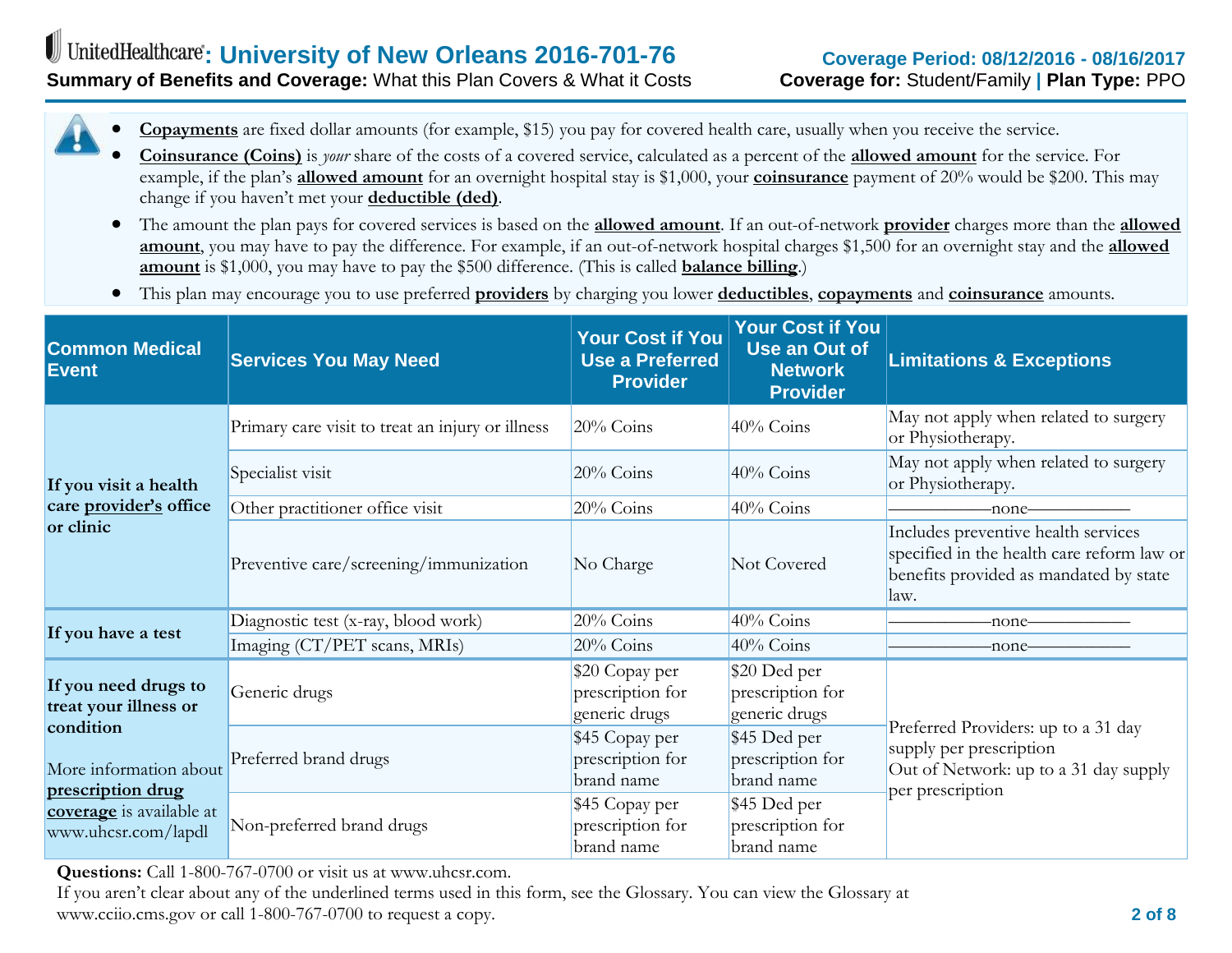**UnitedHealthcare: University of New Orleans 2016-701-76**

**Summary of Benefits and Coverage:** What this Plan Covers & What it Costs

**Coverage Period: 08/12/2016 - 08/16/2017**

**Coverage for:** Student/Family | **Plan Type:** PPO

- **Copayments** are fixed dollar amounts (for example, $15) you pay for covered health care, usually when you receive the service.
- **Coinsurance (Coins)** is *your* share of the costs of a covered service, calculated as a percent of the **allowed amount** for the service. For example, if the plan's **allowed amount** for an overnight hospital stay is $1,000, your **coinsurance** payment of 20% would be $200. This may change if you haven't met your **deductible (ded)**.
- The amount the plan pays for covered services is based on the **allowed amount**. If an out-of-network **provider** charges more than the **allowed amount**, you may have to pay the difference. For example, if an out-of-network hospital charges $1,500 for an overnight stay and the **allowed amount** is $1,000, you may have to pay the $500 difference. (This is called **balance billing**.)
- This plan may encourage you to use preferred **providers** by charging you lower **deductibles**, **copayments** and **coinsurance** amounts.

| Common Medical Event | Services You May Need | Your Cost if You Use a Preferred Provider | Your Cost if You Use an Out of Network Provider | Limitations & Exceptions |
|---|---|---|---|---|
| If you visit a health care **provider's** office or clinic | Primary care visit to treat an injury or illness | 20% Coins | 40% Coins | May not apply when related to surgery or Physiotherapy. |
| | Specialist visit | 20% Coins | 40% Coins | May not apply when related to surgery or Physiotherapy. |
| | Other practitioner office visit | 20% Coins | 40% Coins | ——————none—————— |
| | Preventive care/screening/immunization | No Charge | Not Covered | Includes preventive health services specified in the health care reform law or benefits provided as mandated by state law. |
| If you have a test | Diagnostic test (x-ray, blood work) | 20% Coins | 40% Coins | ——————none—————— |
| | Imaging (CT/PET scans, MRIs) | 20% Coins | 40% Coins | ——————none—————— |
| If you need drugs to treat your illness or condition<br><br>More information about **prescription drug coverage** is available at www.uhcsr.com/lapdl | Generic drugs | $20 Copay per prescription for generic drugs | $20 Ded per prescription for generic drugs | Preferred Providers: up to a 31 day supply per prescription<br>Out of Network: up to a 31 day supply per prescription |
| | Preferred brand drugs | $45 Copay per prescription for brand name | $45 Ded per prescription for brand name | |
| | Non-preferred brand drugs | $45 Copay per prescription for brand name | $45 Ded per prescription for brand name | |

**Questions:** Call 1-800-767-0700 or visit us at www.uhcsr.com.
If you aren't clear about any of the underlined terms used in this form, see the Glossary. You can view the Glossary at www.cciio.cms.gov or call 1-800-767-0700 to request a copy.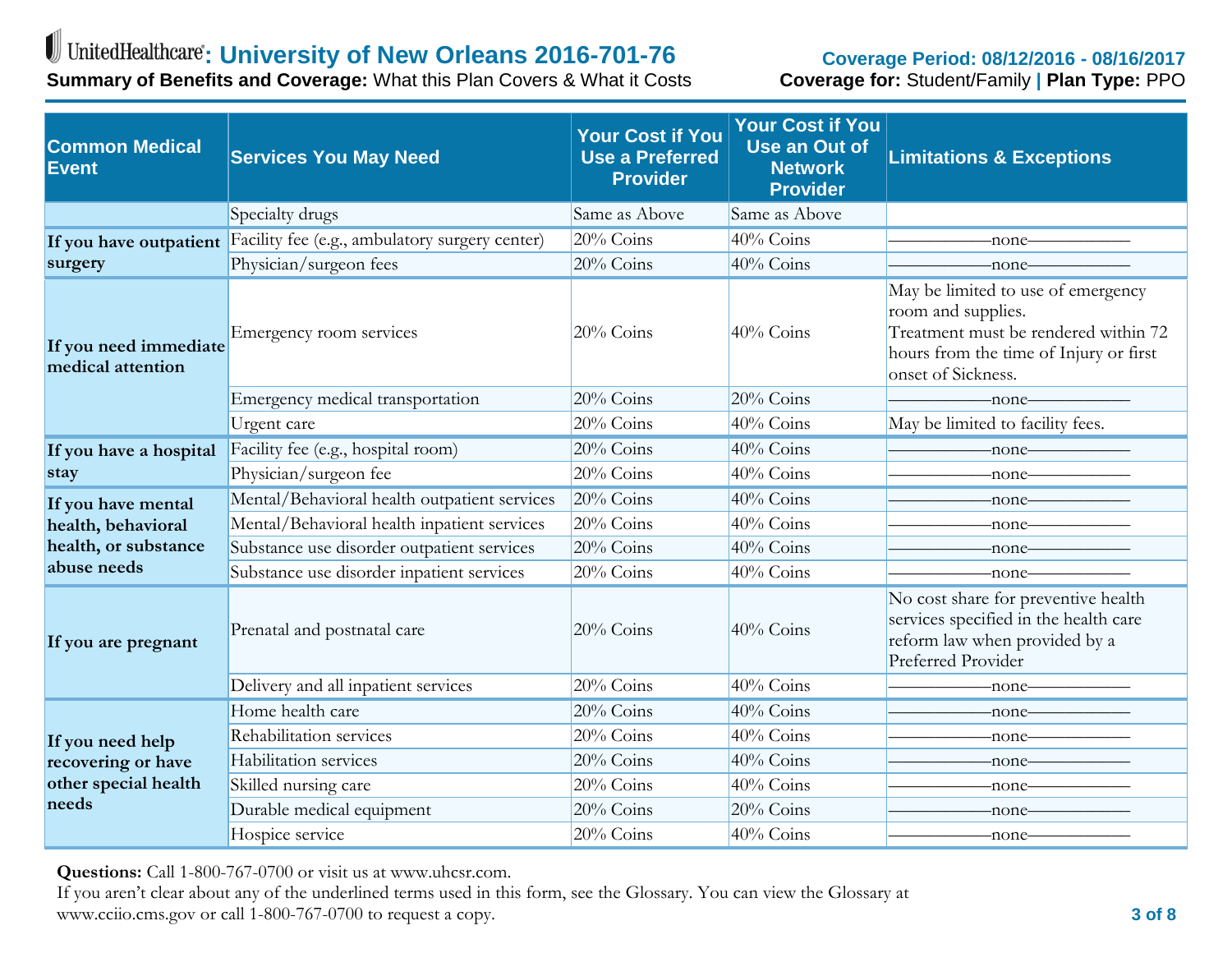# UnitedHealthcare: University of New Orleans 2016-701-76

**Coverage Period: 08/12/2016 - 08/16/2017**

**Summary of Benefits and Coverage:** What this Plan Covers & What it Costs

**Coverage for:** Student/Family | **Plan Type:** PPO

| Common Medical Event | Services You May Need | Your Cost if You Use a Preferred Provider | Your Cost if You Use an Out of Network Provider | Limitations & Exceptions |
|---|---|---|---|---|
| | Specialty drugs | Same as Above | Same as Above | |
| **If you have outpatient surgery** | Facility fee (e.g., ambulatory surgery center) | 20% Coins | 40% Coins | ——————none—————— |
| | Physician/surgeon fees | 20% Coins | 40% Coins | ——————none—————— |
| **If you need immediate medical attention** | Emergency room services | 20% Coins | 40% Coins | May be limited to use of emergency room and supplies. Treatment must be rendered within 72 hours from the time of Injury or first onset of Sickness. |
| | Emergency medical transportation | 20% Coins | 20% Coins | ——————none—————— |
| | Urgent care | 20% Coins | 40% Coins | May be limited to facility fees. |
| **If you have a hospital stay** | Facility fee (e.g., hospital room) | 20% Coins | 40% Coins | ——————none—————— |
| | Physician/surgeon fee | 20% Coins | 40% Coins | ——————none—————— |
| **If you have mental health, behavioral health, or substance abuse needs** | Mental/Behavioral health outpatient services | 20% Coins | 40% Coins | ——————none—————— |
| | Mental/Behavioral health inpatient services | 20% Coins | 40% Coins | ——————none—————— |
| | Substance use disorder outpatient services | 20% Coins | 40% Coins | ——————none—————— |
| | Substance use disorder inpatient services | 20% Coins | 40% Coins | ——————none—————— |
| **If you are pregnant** | Prenatal and postnatal care | 20% Coins | 40% Coins | No cost share for preventive health services specified in the health care reform law when provided by a Preferred Provider |
| | Delivery and all inpatient services | 20% Coins | 40% Coins | ——————none—————— |
| **If you need help recovering or have other special health needs** | Home health care | 20% Coins | 40% Coins | ——————none—————— |
| | Rehabilitation services | 20% Coins | 40% Coins | ——————none—————— |
| | Habilitation services | 20% Coins | 40% Coins | ——————none—————— |
| | Skilled nursing care | 20% Coins | 40% Coins | ——————none—————— |
| | Durable medical equipment | 20% Coins | 20% Coins | ——————none—————— |
| | Hospice service | 20% Coins | 40% Coins | ——————none—————— |

**Questions:** Call 1-800-767-0700 or visit us at www.uhcsr.com.
If you aren't clear about any of the underlined terms used in this form, see the Glossary. You can view the Glossary at www.cciio.cms.gov or call 1-800-767-0700 to request a copy.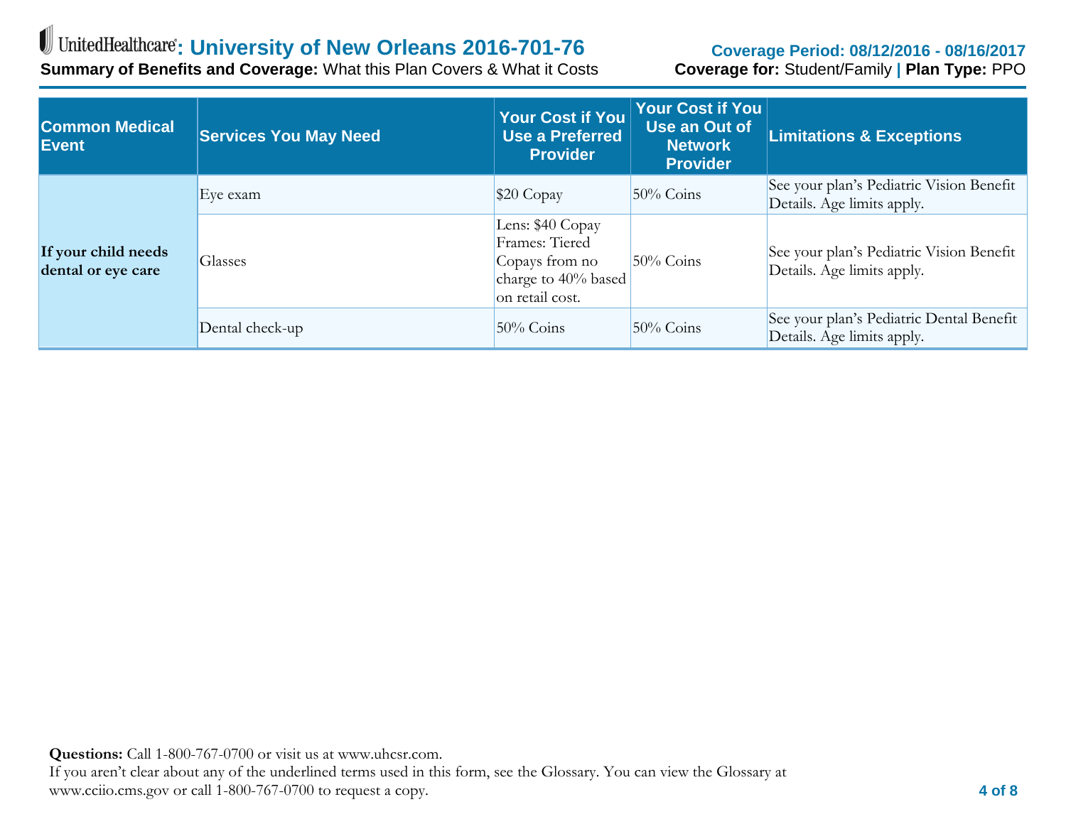| Common Medical Event | Services You May Need | Your Cost if You Use a Preferred Provider | Your Cost if You Use an Out of Network Provider | Limitations & Exceptions |
|---|---|---|---|---|
| **If your child needs dental or eye care** | Eye exam | $20 Copay | 50% Coins | See your plan's Pediatric Vision Benefit Details. Age limits apply. |
| | Glasses | Lens: $40 Copay Frames: Tiered Copays from no charge to 40% based on retail cost. | 50% Coins | See your plan's Pediatric Vision Benefit Details. Age limits apply. |
| | Dental check-up | 50% Coins | 50% Coins | See your plan's Pediatric Dental Benefit Details. Age limits apply. |

**Questions:** Call 1-800-767-0700 or visit us at www.uhcsr.com.
If you aren't clear about any of the underlined terms used in this form, see the Glossary. You can view the Glossary at www.cciio.cms.gov or call 1-800-767-0700 to request a copy.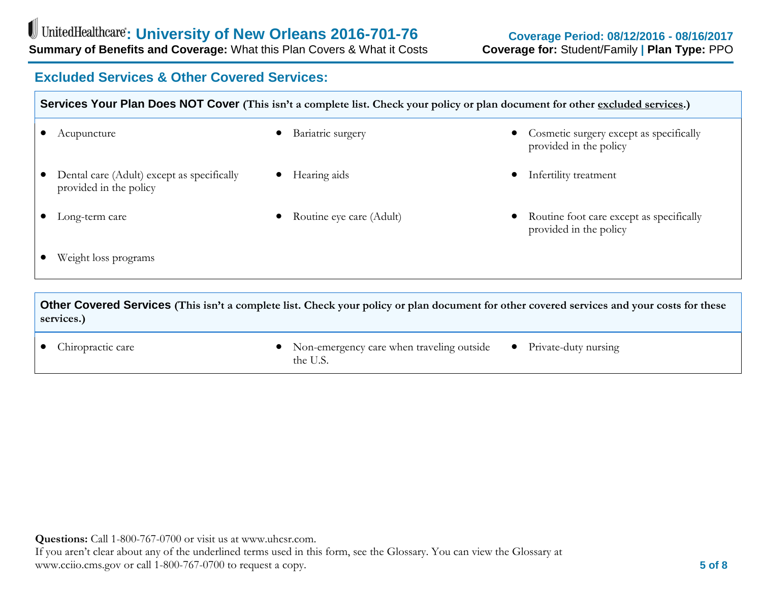## Excluded Services & Other Covered Services:

### Services Your Plan Does NOT Cover (This isn't a complete list. Check your policy or plan document for other excluded services.)

- Acupuncture
- Bariatric surgery
- Cosmetic surgery except as specifically provided in the policy
- Dental care (Adult) except as specifically provided in the policy
- Hearing aids
- Infertility treatment
- Long-term care
- Routine eye care (Adult)
- Routine foot care except as specifically provided in the policy
- Weight loss programs

### Other Covered Services (This isn't a complete list. Check your policy or plan document for other covered services and your costs for these services.)

- Chiropractic care
- Non-emergency care when traveling outside the U.S.
- Private-duty nursing

**Questions:** Call 1-800-767-0700 or visit us at www.uhcsr.com.
If you aren't clear about any of the underlined terms used in this form, see the Glossary. You can view the Glossary at www.cciio.cms.gov or call 1-800-767-0700 to request a copy.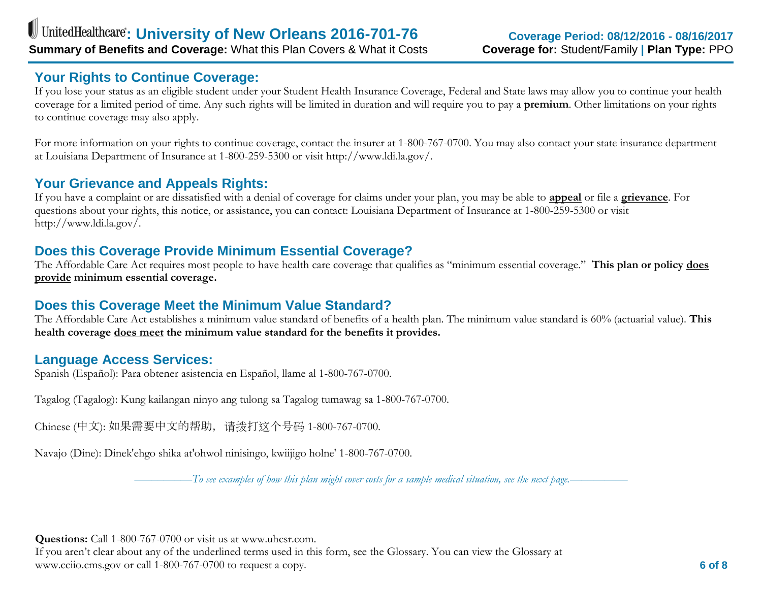## Your Rights to Continue Coverage:

If you lose your status as an eligible student under your Student Health Insurance Coverage, Federal and State laws may allow you to continue your health coverage for a limited period of time. Any such rights will be limited in duration and will require you to pay a **premium**. Other limitations on your rights to continue coverage may also apply.

For more information on your rights to continue coverage, contact the insurer at 1-800-767-0700. You may also contact your state insurance department at Louisiana Department of Insurance at 1-800-259-5300 or visit http://www.ldi.la.gov/.

## Your Grievance and Appeals Rights:

If you have a complaint or are dissatisfied with a denial of coverage for claims under your plan, you may be able to **appeal** or file a **grievance**. For questions about your rights, this notice, or assistance, you can contact: Louisiana Department of Insurance at 1-800-259-5300 or visit http://www.ldi.la.gov/.

## Does this Coverage Provide Minimum Essential Coverage?

The Affordable Care Act requires most people to have health care coverage that qualifies as "minimum essential coverage." **This plan or policy does provide minimum essential coverage.**

## Does this Coverage Meet the Minimum Value Standard?

The Affordable Care Act establishes a minimum value standard of benefits of a health plan. The minimum value standard is 60% (actuarial value). **This health coverage does meet the minimum value standard for the benefits it provides.**

## Language Access Services:

Spanish (Español): Para obtener asistencia en Español, llame al 1-800-767-0700.

Tagalog (Tagalog): Kung kailangan ninyo ang tulong sa Tagalog tumawag sa 1-800-767-0700.

Chinese (中文): 如果需要中文的帮助，请拨打这个号码 1-800-767-0700.

Navajo (Dine): Dinek'ehgo shika at'ohwol ninisingo, kwiijigo holne' 1-800-767-0700.

*——To see examples of how this plan might cover costs for a sample medical situation, see the next page.——*

**Questions:** Call 1-800-767-0700 or visit us at www.uhcsr.com.
If you aren't clear about any of the underlined terms used in this form, see the Glossary. You can view the Glossary at www.cciio.cms.gov or call 1-800-767-0700 to request a copy.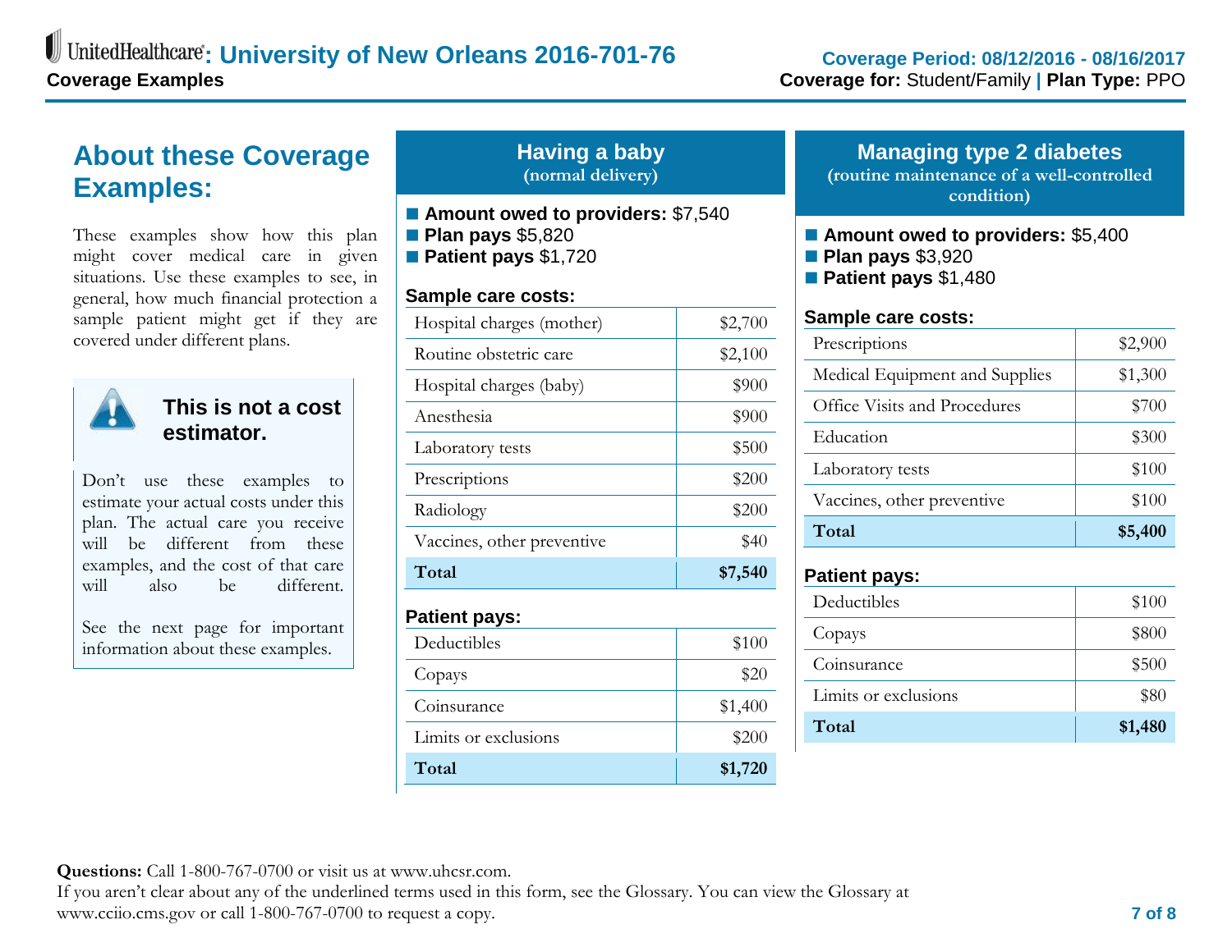# UnitedHealthcare: University of New Orleans 2016-701-76

**Coverage Examples**

**Coverage Period: 08/12/2016 - 08/16/2017**

**Coverage for:** Student/Family | **Plan Type:** PPO

## About these Coverage Examples:

These examples show how this plan might cover medical care in given situations. Use these examples to see, in general, how much financial protection a sample patient might get if they are covered under different plans.

### This is not a cost estimator.

Don't use these examples to estimate your actual costs under this plan. The actual care you receive will be different from these examples, and the cost of that care will also be different.

See the next page for important information about these examples.

## Having a baby

(normal delivery)

- **Amount owed to providers:** $7,540
- **Plan pays** $5,820
- **Patient pays** $1,720

**Sample care costs:**

| Item | Cost |
|---|---|
| Hospital charges (mother) | $2,700 |
| Routine obstetric care | $2,100 |
| Hospital charges (baby) | $900 |
| Anesthesia | $900 |
| Laboratory tests | $500 |
| Prescriptions | $200 |
| Radiology | $200 |
| Vaccines, other preventive | $40 |
| **Total** | **$7,540** |

**Patient pays:**

| Item | Cost |
|---|---|
| Deductibles | $100 |
| Copays | $20 |
| Coinsurance | $1,400 |
| Limits or exclusions | $200 |
| **Total** | **$1,720** |

## Managing type 2 diabetes

(routine maintenance of a well-controlled condition)

- **Amount owed to providers:** $5,400
- **Plan pays** $3,920
- **Patient pays** $1,480

**Sample care costs:**

| Item | Cost |
|---|---|
| Prescriptions | $2,900 |
| Medical Equipment and Supplies | $1,300 |
| Office Visits and Procedures | $700 |
| Education | $300 |
| Laboratory tests | $100 |
| Vaccines, other preventive | $100 |
| **Total** | **$5,400** |

**Patient pays:**

| Item | Cost |
|---|---|
| Deductibles | $100 |
| Copays | $800 |
| Coinsurance | $500 |
| Limits or exclusions | $80 |
| **Total** | **$1,480** |

**Questions:** Call 1-800-767-0700 or visit us at www.uhcsr.com.
If you aren't clear about any of the underlined terms used in this form, see the Glossary. You can view the Glossary at www.cciio.cms.gov or call 1-800-767-0700 to request a copy.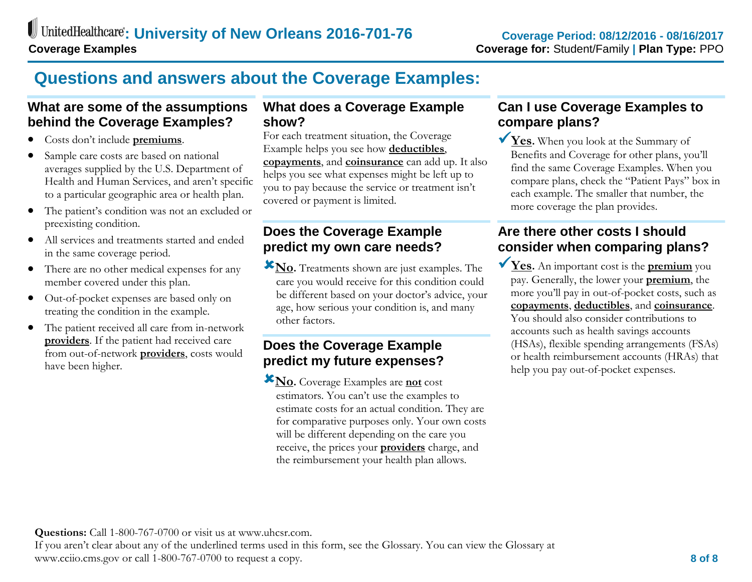**UnitedHealthcare: University of New Orleans 2016-701-76**

**Coverage Examples**

**Coverage Period: 08/12/2016 - 08/16/2017**

**Coverage for:** Student/Family | **Plan Type:** PPO

# Questions and answers about the Coverage Examples:

## What are some of the assumptions behind the Coverage Examples?

- Costs don't include **premiums**.
- Sample care costs are based on national averages supplied by the U.S. Department of Health and Human Services, and aren't specific to a particular geographic area or health plan.
- The patient's condition was not an excluded or preexisting condition.
- All services and treatments started and ended in the same coverage period.
- There are no other medical expenses for any member covered under this plan.
- Out-of-pocket expenses are based only on treating the condition in the example.
- The patient received all care from in-network **providers**. If the patient had received care from out-of-network **providers**, costs would have been higher.

## What does a Coverage Example show?

For each treatment situation, the Coverage Example helps you see how **deductibles**, **copayments**, and **coinsurance** can add up. It also helps you see what expenses might be left up to you to pay because the service or treatment isn't covered or payment is limited.

## Does the Coverage Example predict my own care needs?

✘ **No.** Treatments shown are just examples. The care you would receive for this condition could be different based on your doctor's advice, your age, how serious your condition is, and many other factors.

## Does the Coverage Example predict my future expenses?

✘ **No.** Coverage Examples are **not** cost estimators. You can't use the examples to estimate costs for an actual condition. They are for comparative purposes only. Your own costs will be different depending on the care you receive, the prices your **providers** charge, and the reimbursement your health plan allows.

## Can I use Coverage Examples to compare plans?

✔ **Yes.** When you look at the Summary of Benefits and Coverage for other plans, you'll find the same Coverage Examples. When you compare plans, check the "Patient Pays" box in each example. The smaller that number, the more coverage the plan provides.

## Are there other costs I should consider when comparing plans?

✔ **Yes.** An important cost is the **premium** you pay. Generally, the lower your **premium**, the more you'll pay in out-of-pocket costs, such as **copayments**, **deductibles**, and **coinsurance**. You should also consider contributions to accounts such as health savings accounts (HSAs), flexible spending arrangements (FSAs) or health reimbursement accounts (HRAs) that help you pay out-of-pocket expenses.

**Questions:** Call 1-800-767-0700 or visit us at www.uhcsr.com.

If you aren't clear about any of the underlined terms used in this form, see the Glossary. You can view the Glossary at www.cciio.cms.gov or call 1-800-767-0700 to request a copy.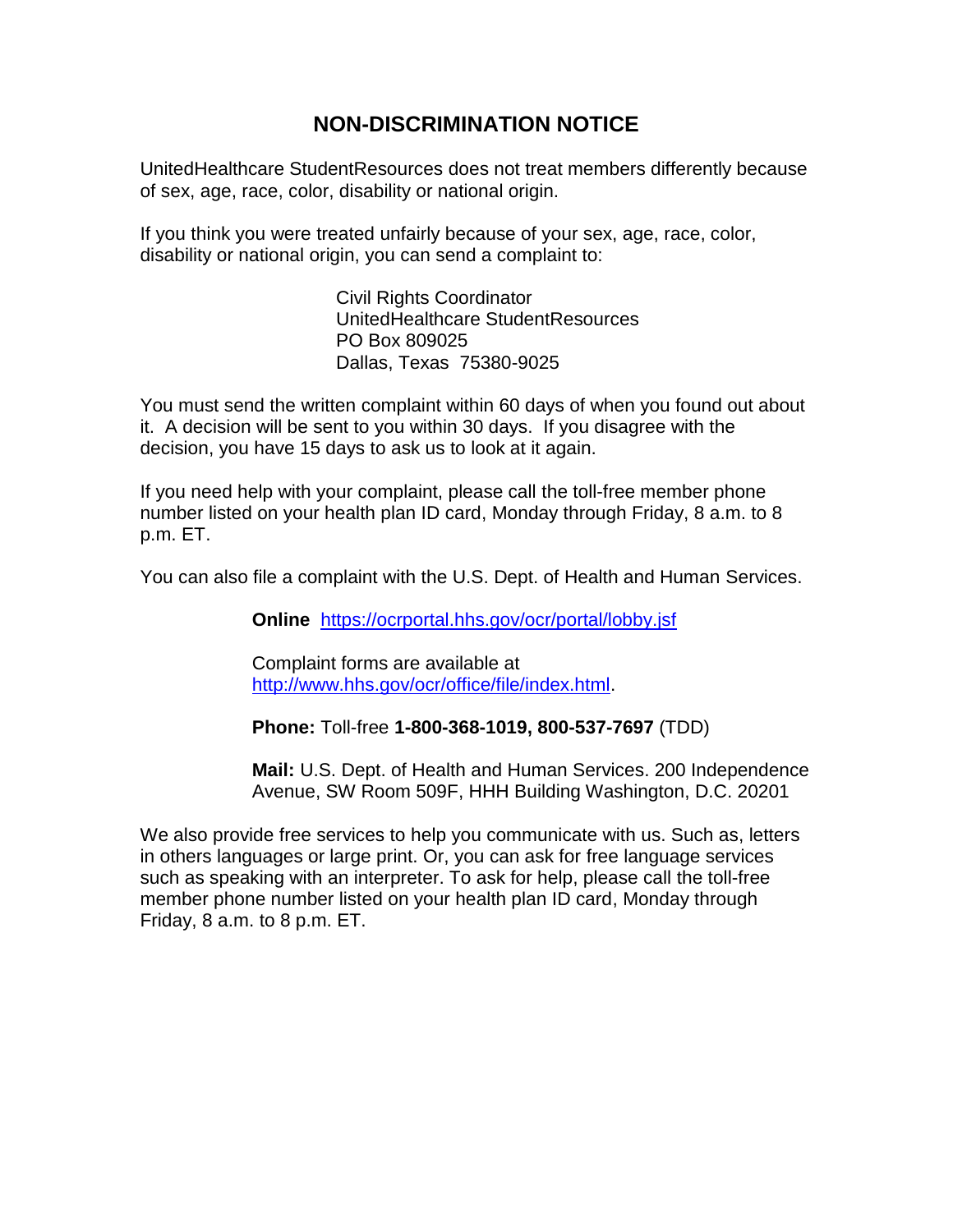# NON-DISCRIMINATION NOTICE

UnitedHealthcare StudentResources does not treat members differently because of sex, age, race, color, disability or national origin.

If you think you were treated unfairly because of your sex, age, race, color, disability or national origin, you can send a complaint to:

Civil Rights Coordinator
UnitedHealthcare StudentResources
PO Box 809025
Dallas, Texas 75380-9025

You must send the written complaint within 60 days of when you found out about it. A decision will be sent to you within 30 days. If you disagree with the decision, you have 15 days to ask us to look at it again.

If you need help with your complaint, please call the toll-free member phone number listed on your health plan ID card, Monday through Friday, 8 a.m. to 8 p.m. ET.

You can also file a complaint with the U.S. Dept. of Health and Human Services.

**Online** https://ocrportal.hhs.gov/ocr/portal/lobby.jsf

Complaint forms are available at http://www.hhs.gov/ocr/office/file/index.html.

**Phone:** Toll-free **1-800-368-1019, 800-537-7697** (TDD)

**Mail:** U.S. Dept. of Health and Human Services. 200 Independence Avenue, SW Room 509F, HHH Building Washington, D.C. 20201

We also provide free services to help you communicate with us. Such as, letters in others languages or large print. Or, you can ask for free language services such as speaking with an interpreter. To ask for help, please call the toll-free member phone number listed on your health plan ID card, Monday through Friday, 8 a.m. to 8 p.m. ET.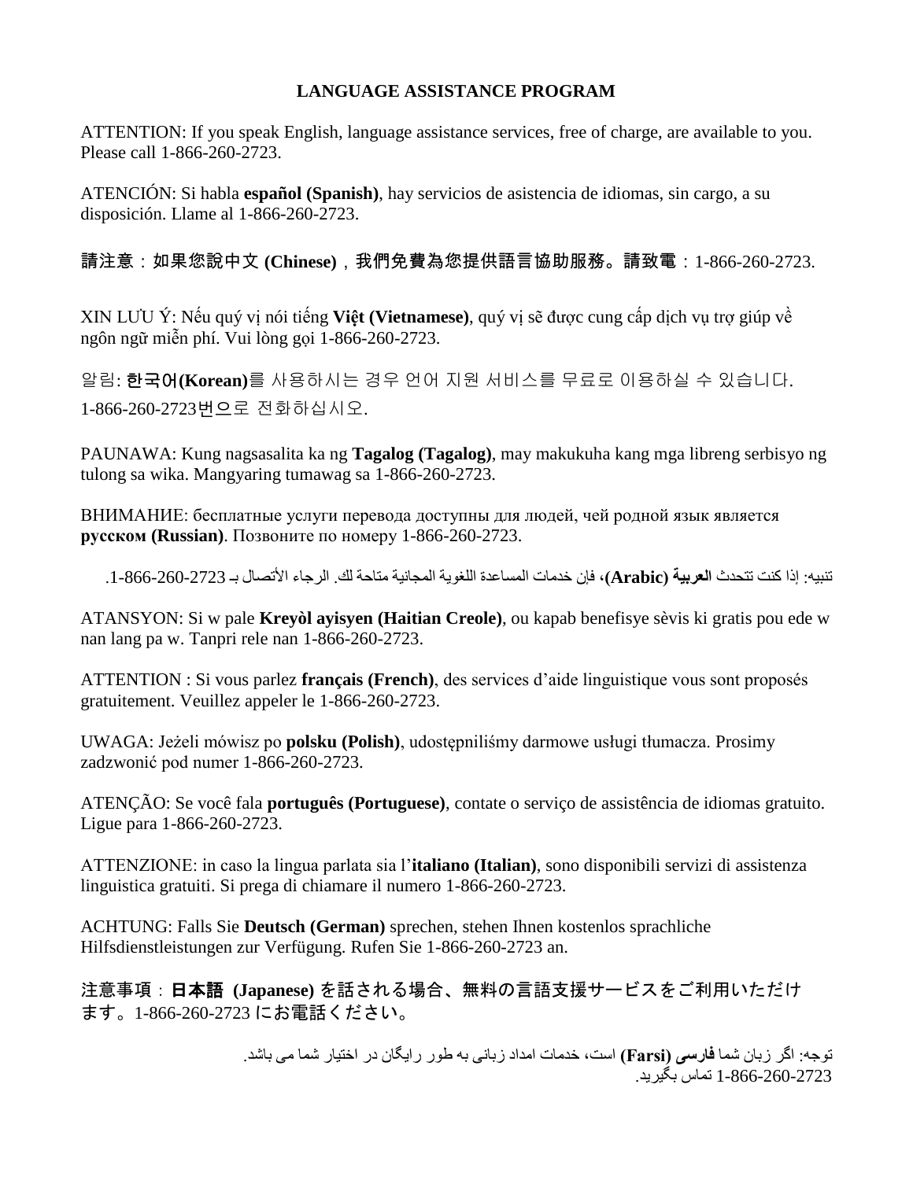**LANGUAGE ASSISTANCE PROGRAM**

ATTENTION: If you speak English, language assistance services, free of charge, are available to you. Please call 1-866-260-2723.

ATENCIÓN: Si habla **español (Spanish)**, hay servicios de asistencia de idiomas, sin cargo, a su disposición. Llame al 1-866-260-2723.

請注意：如果您說中文 **(Chinese)**，我們免費為您提供語言協助服務。請致電：1-866-260-2723.

XIN LƯU Ý: Nếu quý vị nói tiếng **Việt (Vietnamese)**, quý vị sẽ được cung cấp dịch vụ trợ giúp về ngôn ngữ miễn phí. Vui lòng gọi 1-866-260-2723.

알림: **한국어(Korean)**를 사용하시는 경우 언어 지원 서비스를 무료로 이용하실 수 있습니다. 1-866-260-2723번으로 전화하십시오.

PAUNAWA: Kung nagsasalita ka ng **Tagalog (Tagalog)**, may makukuha kang mga libreng serbisyo ng tulong sa wika. Mangyaring tumawag sa 1-866-260-2723.

ВНИМАНИЕ: бесплатные услуги перевода доступны для людей, чей родной язык является **русском (Russian)**. Позвоните по номеру 1-866-260-2723.

تنبيه: إذا كنت تتحدث **العربية (Arabic)**، فإن خدمات المساعدة اللغوية المجانية متاحة لك. الرجاء الأتصال بـ 1-866-260-2723.

ATANSYON: Si w pale **Kreyòl ayisyen (Haitian Creole)**, ou kapab benefisye sèvis ki gratis pou ede w nan lang pa w. Tanpri rele nan 1-866-260-2723.

ATTENTION : Si vous parlez **français (French)**, des services d’aide linguistique vous sont proposés gratuitement. Veuillez appeler le 1-866-260-2723.

UWAGA: Jeżeli mówisz po **polsku (Polish)**, udostępniliśmy darmowe usługi tłumacza. Prosimy zadzwonić pod numer 1-866-260-2723.

ATENÇÃO: Se você fala **português (Portuguese)**, contate o serviço de assistência de idiomas gratuito. Ligue para 1-866-260-2723.

ATTENZIONE: in caso la lingua parlata sia l’**italiano (Italian)**, sono disponibili servizi di assistenza linguistica gratuiti. Si prega di chiamare il numero 1-866-260-2723.

ACHTUNG: Falls Sie **Deutsch (German)** sprechen, stehen Ihnen kostenlos sprachliche Hilfsdienstleistungen zur Verfügung. Rufen Sie 1-866-260-2723 an.

注意事項：**日本語 (Japanese)** を話される場合、無料の言語支援サービスをご利用いただけます。1-866-260-2723 にお電話ください。

توجه: اگر زبان شما **فارسی (Farsi)** است، خدمات امداد زبانی به طور رایگان در اختیار شما می باشد. 1-866-260-2723 تماس بگیرید.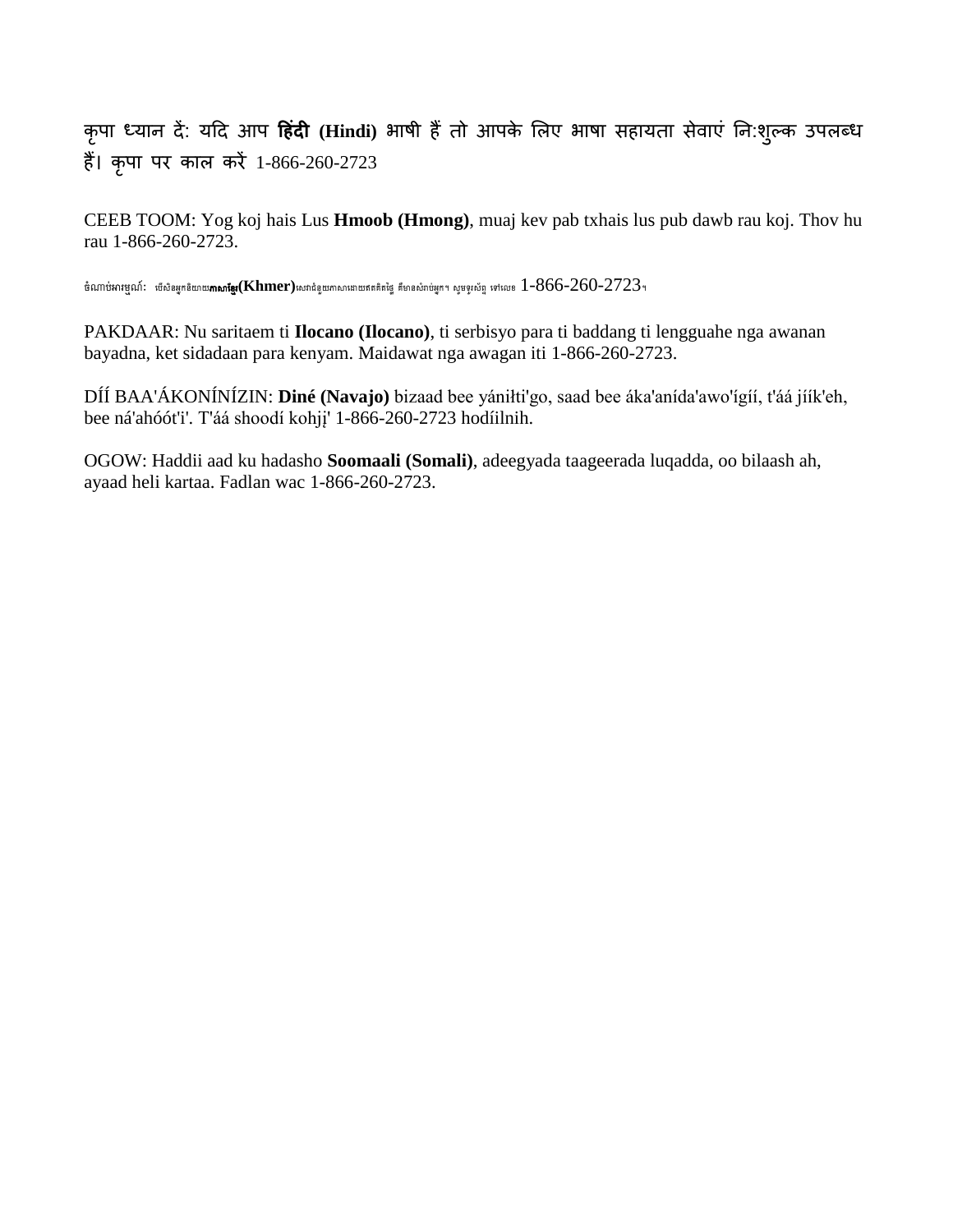कृपा ध्यान दें: यदि आप **हिंदी (Hindi)** भाषी हैं तो आपके लिए भाषा सहायता सेवाएं निःशुल्क उपलब्ध हैं। कृपा पर काल करें 1-866-260-2723

CEEB TOOM: Yog koj hais Lus **Hmoob (Hmong)**, muaj kev pab txhais lus pub dawb rau koj. Thov hu rau 1-866-260-2723.

ចំណាប់អារម្មណ៍៖ បើសិនអ្នកនិយាយ**ភាសាខ្មែរ(Khmer)**សេវាជំនួយភាសាដោយឥតគិតថ្លៃ គឺមានសំរាប់អ្នក។ សូមទូរស័ព្ទ ទៅលេខ 1-866-260-2723។

PAKDAAR: Nu saritaem ti **Ilocano (Ilocano)**, ti serbisyo para ti baddang ti lengguahe nga awanan bayadna, ket sidadaan para kenyam. Maidawat nga awagan iti 1-866-260-2723.

DÍÍ BAA'ÁKONÍNÍZIN: **Diné (Navajo)** bizaad bee yáníłti'go, saad bee áka'anída'awo'ígíí, t'áá jíík'eh, bee ná'ahóót'i'. T'áá shoodí kohjį' 1-866-260-2723 hodíilnih.

OGOW: Haddii aad ku hadasho **Soomaali (Somali)**, adeegyada taageerada luqadda, oo bilaash ah, ayaad heli kartaa. Fadlan wac 1-866-260-2723.